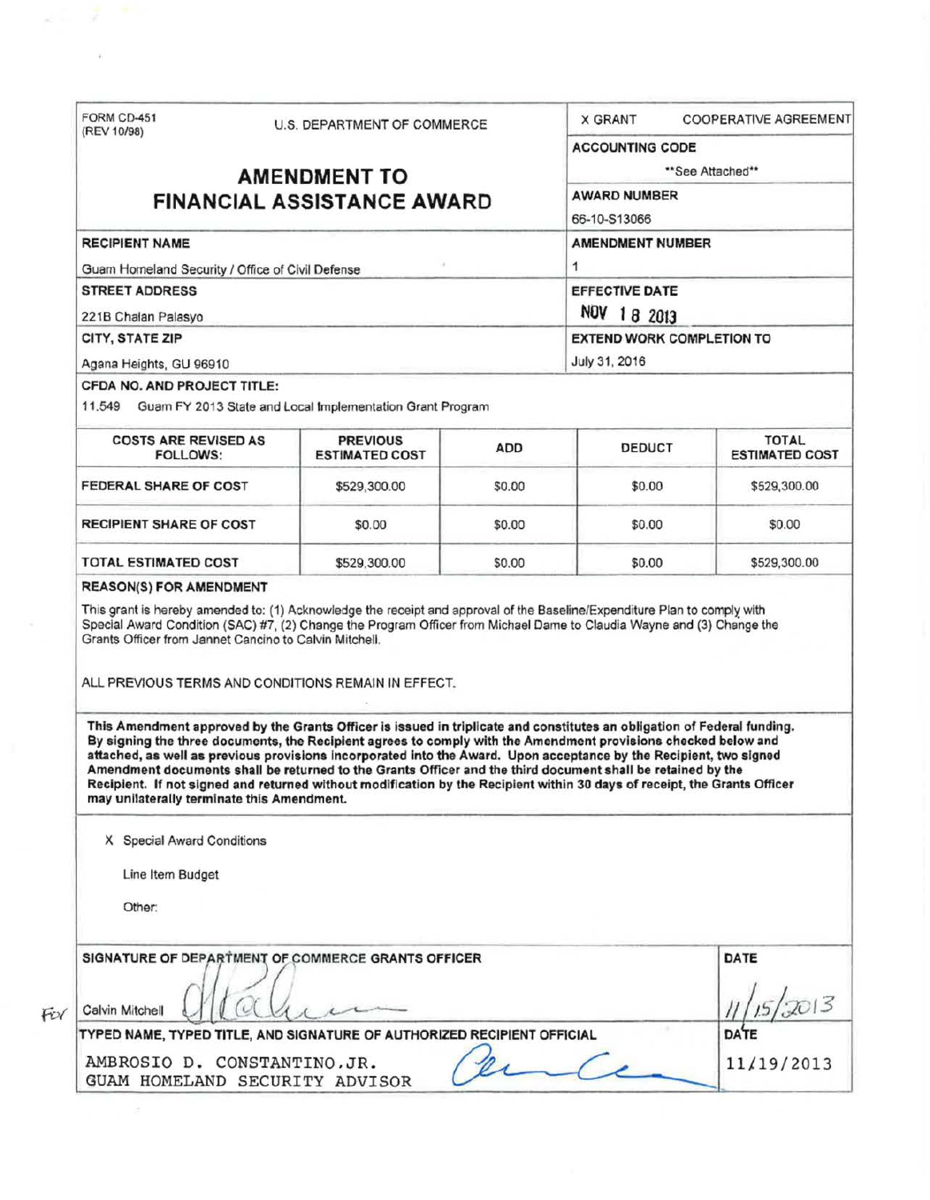FORM CD-451
(REV 10/98)

U.S. DEPARTMENT OF COMMERCE

X GRANT    COOPERATIVE AGREEMENT

# AMENDMENT TO FINANCIAL ASSISTANCE AWARD

**ACCOUNTING CODE**

**See Attached**

**AWARD NUMBER**

66-10-S13066

**RECIPIENT NAME**

Guam Homeland Security / Office of Civil Defense

**AMENDMENT NUMBER**

1

**STREET ADDRESS**

221B Chalan Palasyo

**EFFECTIVE DATE**

NOV 18 2013

**CITY, STATE ZIP**

Agana Heights, GU 96910

**EXTEND WORK COMPLETION TO**

July 31, 2016

**CFDA NO. AND PROJECT TITLE:**

11.549 Guam FY 2013 State and Local Implementation Grant Program

| COSTS ARE REVISED AS FOLLOWS: | PREVIOUS ESTIMATED COST | ADD | DEDUCT | TOTAL ESTIMATED COST |
|---|---|---|---|---|
| FEDERAL SHARE OF COST | $529,300.00 | $0.00 | $0.00 | $529,300.00 |
| RECIPIENT SHARE OF COST | $0.00 | $0.00 | $0.00 | $0.00 |
| TOTAL ESTIMATED COST | $529,300.00 | $0.00 | $0.00 | $529,300.00 |

**REASON(S) FOR AMENDMENT**

This grant is hereby amended to: (1) Acknowledge the receipt and approval of the Baseline/Expenditure Plan to comply with Special Award Condition (SAC) #7, (2) Change the Program Officer from Michael Dame to Claudia Wayne and (3) Change the Grants Officer from Jannet Cancino to Calvin Mitchell.

ALL PREVIOUS TERMS AND CONDITIONS REMAIN IN EFFECT.

**This Amendment approved by the Grants Officer is issued in triplicate and constitutes an obligation of Federal funding. By signing the three documents, the Recipient agrees to comply with the Amendment provisions checked below and attached, as well as previous provisions incorporated into the Award. Upon acceptance by the Recipient, two signed Amendment documents shall be returned to the Grants Officer and the third document shall be retained by the Recipient. If not signed and returned without modification by the Recipient within 30 days of receipt, the Grants Officer may unilaterally terminate this Amendment.**

X Special Award Conditions

Line Item Budget

Other:

**SIGNATURE OF DEPARTMENT OF COMMERCE GRANTS OFFICER**

For Calvin Mitchell

**DATE**

11/15/2013

**TYPED NAME, TYPED TITLE, AND SIGNATURE OF AUTHORIZED RECIPIENT OFFICIAL**

AMBROSIO D. CONSTANTINO, JR.
GUAM HOMELAND SECURITY ADVISOR

**DATE**

11/19/2013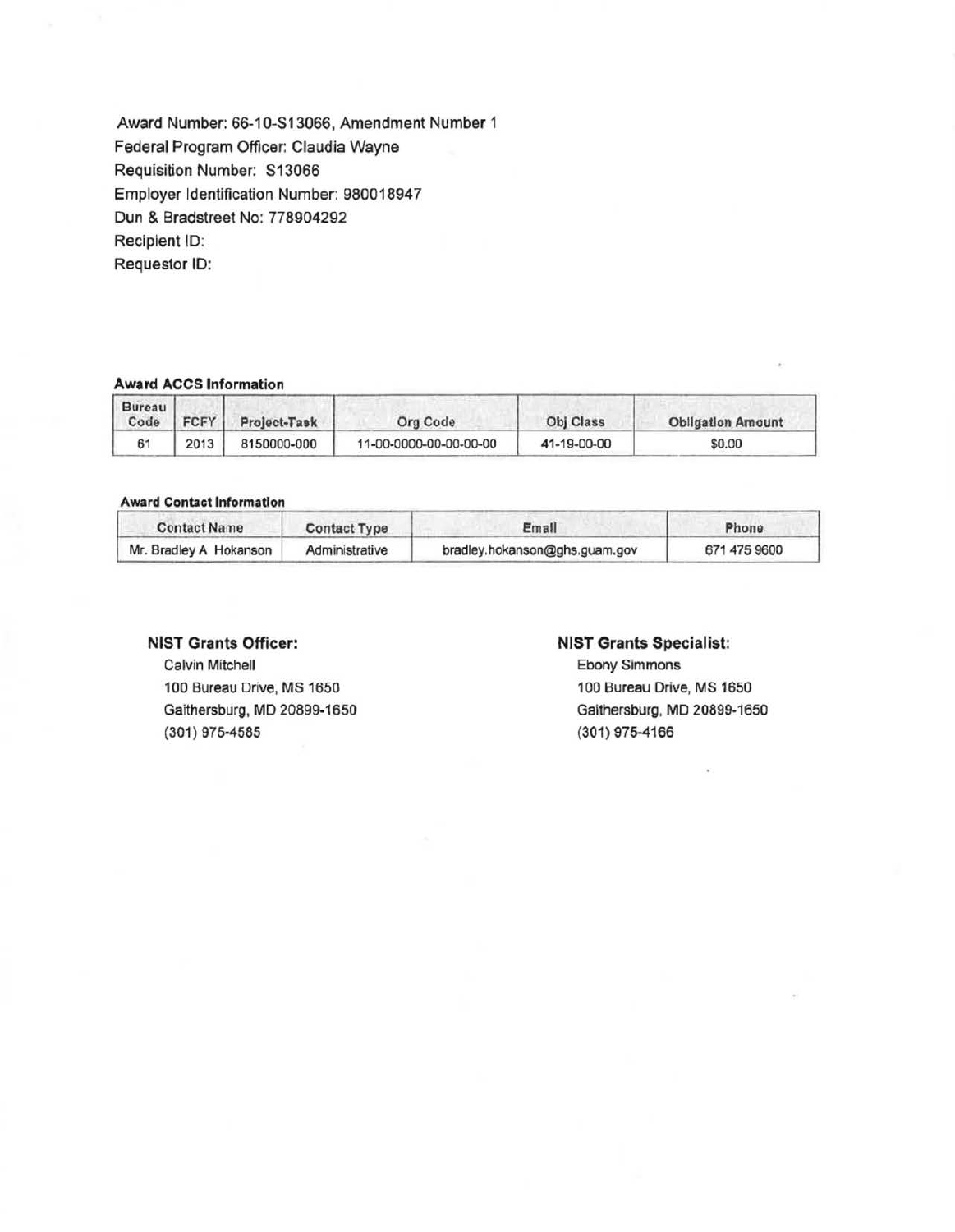Award Number: 66-10-S13066, Amendment Number 1
Federal Program Officer: Claudia Wayne
Requisition Number: S13066
Employer Identification Number: 980018947
Dun & Bradstreet No: 778904292
Recipient ID:
Requestor ID:

**Award ACCS Information**

| Bureau Code | FCFY | Project-Task | Org Code | Obj Class | Obligation Amount |
|---|---|---|---|---|---|
| 61 | 2013 | 8150000-000 | 11-00-0000-00-00-00-00 | 41-19-00-00 | $0.00 |

**Award Contact Information**

| Contact Name | Contact Type | Email | Phone |
|---|---|---|---|
| Mr. Bradley A Hokanson | Administrative | bradley.hokanson@ghs.guam.gov | 671 475 9600 |

**NIST Grants Officer:**
Calvin Mitchell
100 Bureau Drive, MS 1650
Gaithersburg, MD 20899-1650
(301) 975-4585

**NIST Grants Specialist:**
Ebony Simmons
100 Bureau Drive, MS 1650
Gaithersburg, MD 20899-1650
(301) 975-4166